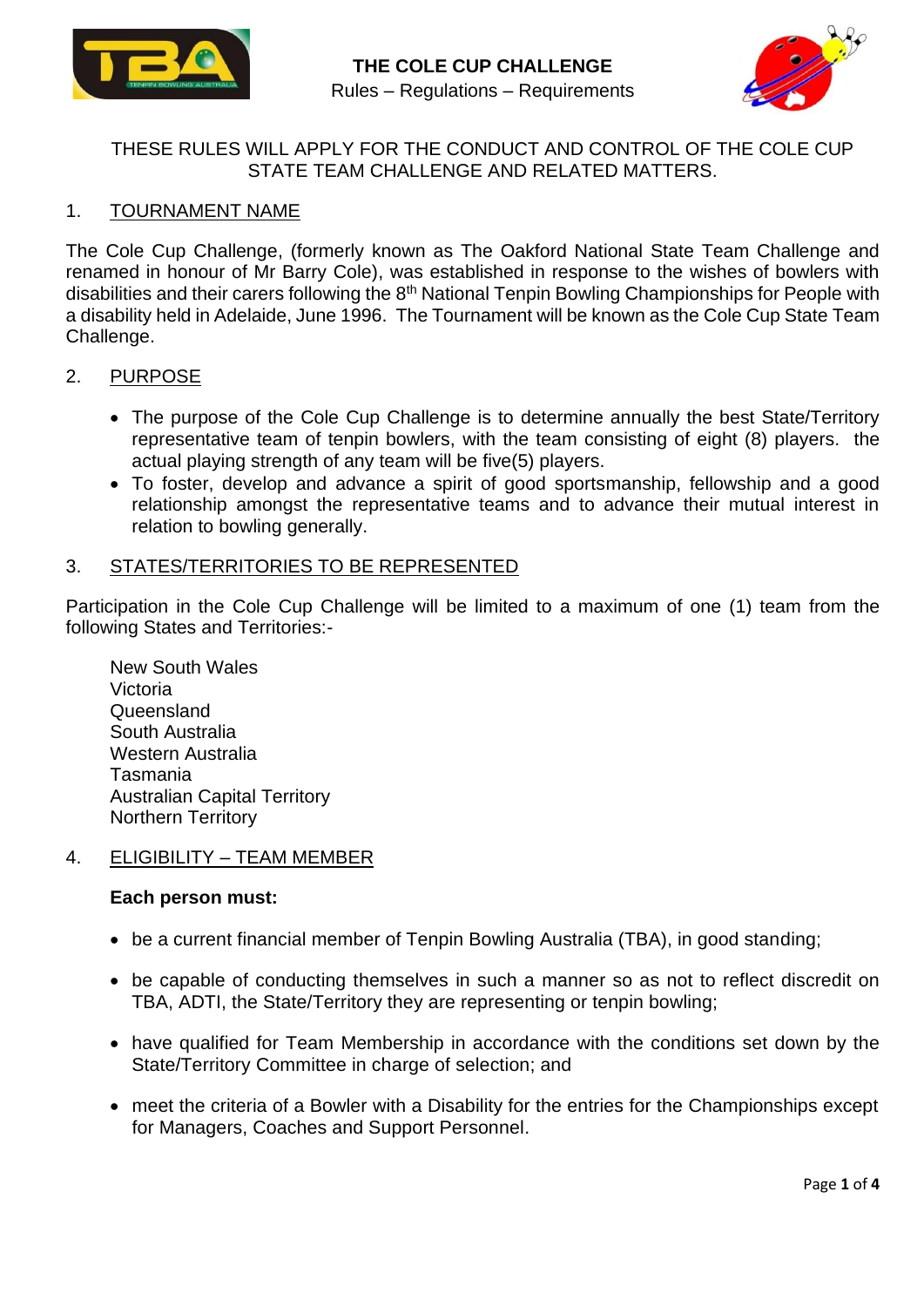# THE COLE CUP CHALLENGE

Rules – Regulations – Requirements

THESE RULES WILL APPLY FOR THE CONDUCT AND CONTROL OF THE COLE CUP STATE TEAM CHALLENGE AND RELATED MATTERS.

## 1. TOURNAMENT NAME

The Cole Cup Challenge, (formerly known as The Oakford National State Team Challenge and renamed in honour of Mr Barry Cole), was established in response to the wishes of bowlers with disabilities and their carers following the 8th National Tenpin Bowling Championships for People with a disability held in Adelaide, June 1996. The Tournament will be known as the Cole Cup State Team Challenge.

## 2. PURPOSE

- The purpose of the Cole Cup Challenge is to determine annually the best State/Territory representative team of tenpin bowlers, with the team consisting of eight (8) players. the actual playing strength of any team will be five(5) players.
- To foster, develop and advance a spirit of good sportsmanship, fellowship and a good relationship amongst the representative teams and to advance their mutual interest in relation to bowling generally.

## 3. STATES/TERRITORIES TO BE REPRESENTED

Participation in the Cole Cup Challenge will be limited to a maximum of one (1) team from the following States and Territories:-

New South Wales
Victoria
Queensland
South Australia
Western Australia
Tasmania
Australian Capital Territory
Northern Territory

## 4. ELIGIBILITY – TEAM MEMBER

**Each person must:**

- be a current financial member of Tenpin Bowling Australia (TBA), in good standing;
- be capable of conducting themselves in such a manner so as not to reflect discredit on TBA, ADTI, the State/Territory they are representing or tenpin bowling;
- have qualified for Team Membership in accordance with the conditions set down by the State/Territory Committee in charge of selection; and
- meet the criteria of a Bowler with a Disability for the entries for the Championships except for Managers, Coaches and Support Personnel.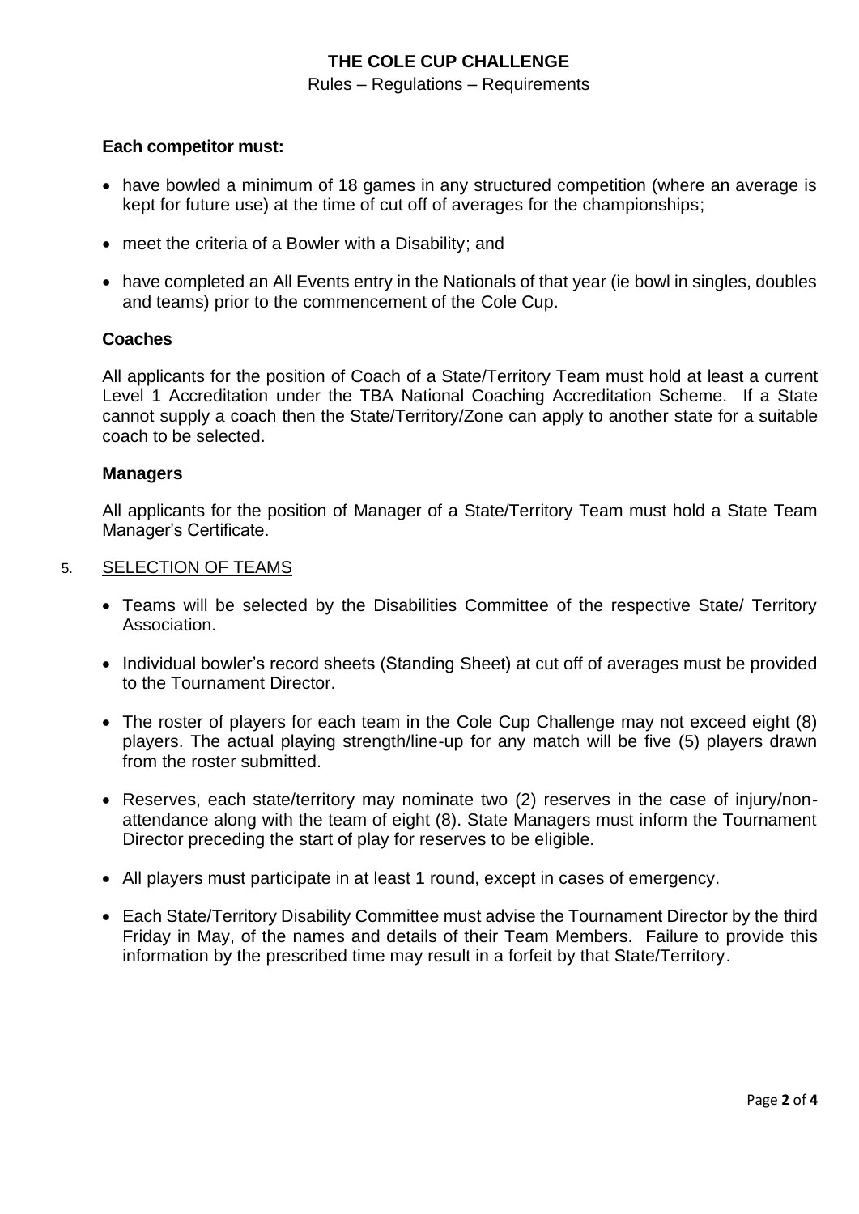**Each competitor must:**

- have bowled a minimum of 18 games in any structured competition (where an average is kept for future use) at the time of cut off of averages for the championships;
- meet the criteria of a Bowler with a Disability; and
- have completed an All Events entry in the Nationals of that year (ie bowl in singles, doubles and teams) prior to the commencement of the Cole Cup.

**Coaches**

All applicants for the position of Coach of a State/Territory Team must hold at least a current Level 1 Accreditation under the TBA National Coaching Accreditation Scheme. If a State cannot supply a coach then the State/Territory/Zone can apply to another state for a suitable coach to be selected.

**Managers**

All applicants for the position of Manager of a State/Territory Team must hold a State Team Manager's Certificate.

## 5. SELECTION OF TEAMS

- Teams will be selected by the Disabilities Committee of the respective State/ Territory Association.
- Individual bowler's record sheets (Standing Sheet) at cut off of averages must be provided to the Tournament Director.
- The roster of players for each team in the Cole Cup Challenge may not exceed eight (8) players. The actual playing strength/line-up for any match will be five (5) players drawn from the roster submitted.
- Reserves, each state/territory may nominate two (2) reserves in the case of injury/non-attendance along with the team of eight (8). State Managers must inform the Tournament Director preceding the start of play for reserves to be eligible.
- All players must participate in at least 1 round, except in cases of emergency.
- Each State/Territory Disability Committee must advise the Tournament Director by the third Friday in May, of the names and details of their Team Members. Failure to provide this information by the prescribed time may result in a forfeit by that State/Territory.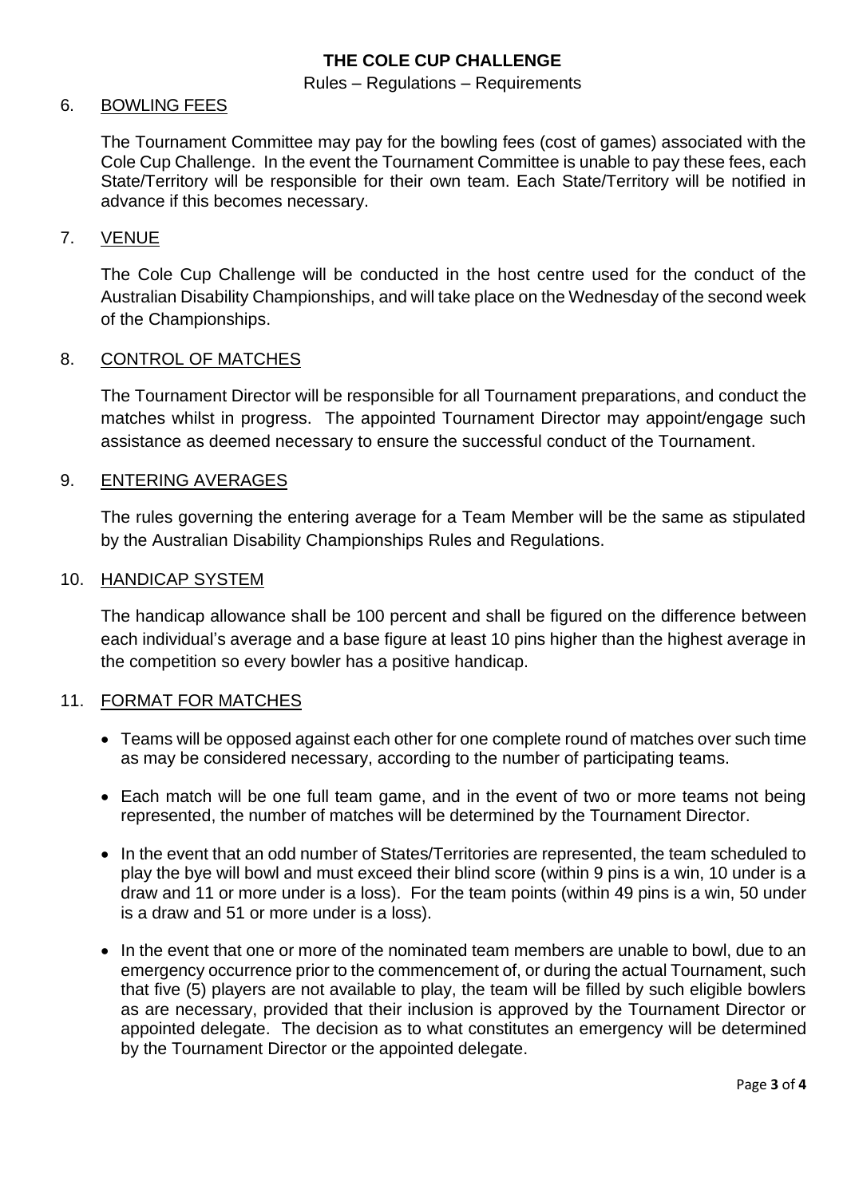THE COLE CUP CHALLENGE

Rules – Regulations – Requirements

6. BOWLING FEES

The Tournament Committee may pay for the bowling fees (cost of games) associated with the Cole Cup Challenge. In the event the Tournament Committee is unable to pay these fees, each State/Territory will be responsible for their own team. Each State/Territory will be notified in advance if this becomes necessary.

7. VENUE

The Cole Cup Challenge will be conducted in the host centre used for the conduct of the Australian Disability Championships, and will take place on the Wednesday of the second week of the Championships.

8. CONTROL OF MATCHES

The Tournament Director will be responsible for all Tournament preparations, and conduct the matches whilst in progress. The appointed Tournament Director may appoint/engage such assistance as deemed necessary to ensure the successful conduct of the Tournament.

9. ENTERING AVERAGES

The rules governing the entering average for a Team Member will be the same as stipulated by the Australian Disability Championships Rules and Regulations.

10. HANDICAP SYSTEM

The handicap allowance shall be 100 percent and shall be figured on the difference between each individual's average and a base figure at least 10 pins higher than the highest average in the competition so every bowler has a positive handicap.

11. FORMAT FOR MATCHES

- Teams will be opposed against each other for one complete round of matches over such time as may be considered necessary, according to the number of participating teams.
- Each match will be one full team game, and in the event of two or more teams not being represented, the number of matches will be determined by the Tournament Director.
- In the event that an odd number of States/Territories are represented, the team scheduled to play the bye will bowl and must exceed their blind score (within 9 pins is a win, 10 under is a draw and 11 or more under is a loss). For the team points (within 49 pins is a win, 50 under is a draw and 51 or more under is a loss).
- In the event that one or more of the nominated team members are unable to bowl, due to an emergency occurrence prior to the commencement of, or during the actual Tournament, such that five (5) players are not available to play, the team will be filled by such eligible bowlers as are necessary, provided that their inclusion is approved by the Tournament Director or appointed delegate. The decision as to what constitutes an emergency will be determined by the Tournament Director or the appointed delegate.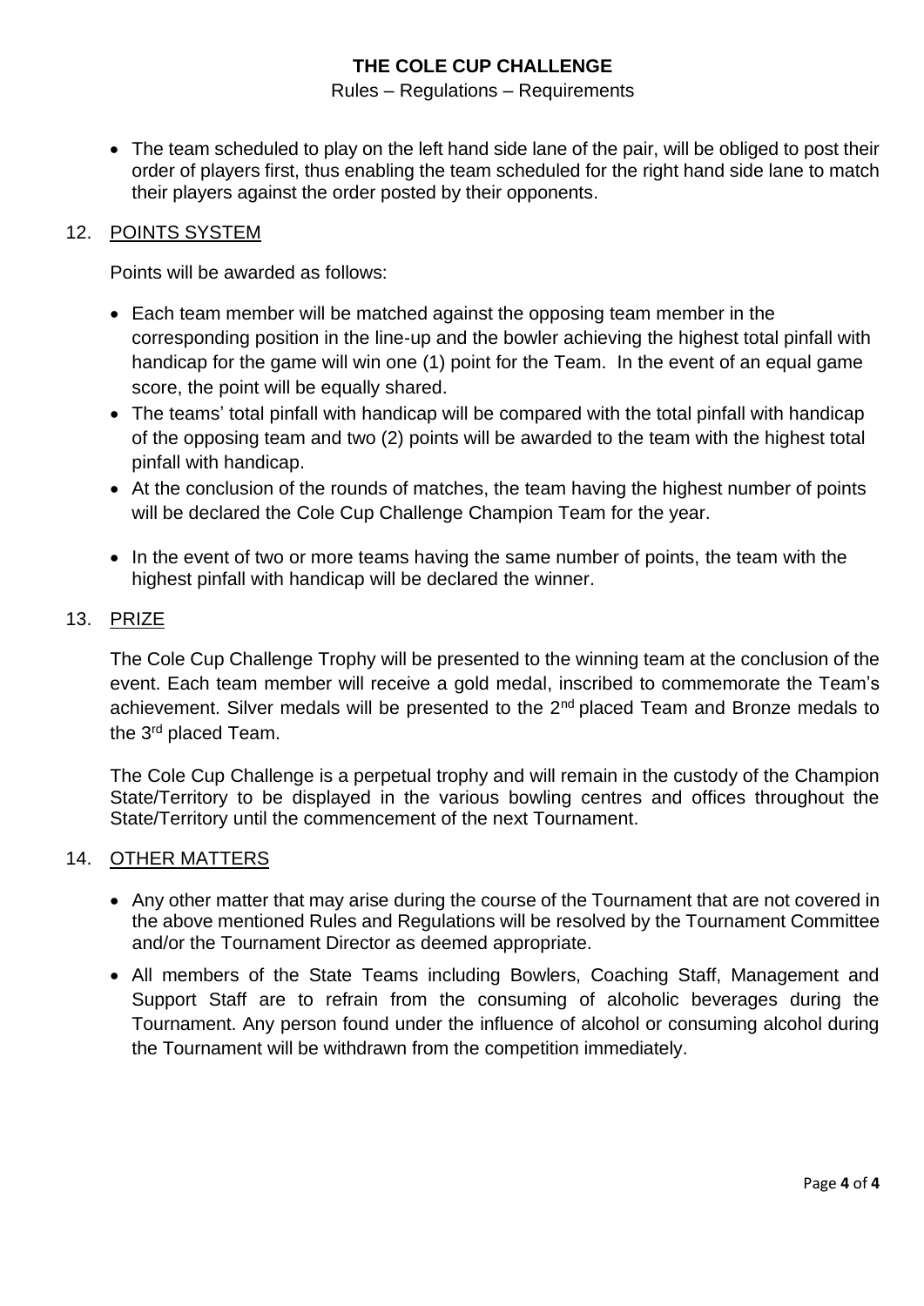- The team scheduled to play on the left hand side lane of the pair, will be obliged to post their order of players first, thus enabling the team scheduled for the right hand side lane to match their players against the order posted by their opponents.

## 12. POINTS SYSTEM

Points will be awarded as follows:

- Each team member will be matched against the opposing team member in the corresponding position in the line-up and the bowler achieving the highest total pinfall with handicap for the game will win one (1) point for the Team. In the event of an equal game score, the point will be equally shared.
- The teams' total pinfall with handicap will be compared with the total pinfall with handicap of the opposing team and two (2) points will be awarded to the team with the highest total pinfall with handicap.
- At the conclusion of the rounds of matches, the team having the highest number of points will be declared the Cole Cup Challenge Champion Team for the year.
- In the event of two or more teams having the same number of points, the team with the highest pinfall with handicap will be declared the winner.

## 13. PRIZE

The Cole Cup Challenge Trophy will be presented to the winning team at the conclusion of the event. Each team member will receive a gold medal, inscribed to commemorate the Team's achievement. Silver medals will be presented to the 2nd placed Team and Bronze medals to the 3rd placed Team.

The Cole Cup Challenge is a perpetual trophy and will remain in the custody of the Champion State/Territory to be displayed in the various bowling centres and offices throughout the State/Territory until the commencement of the next Tournament.

## 14. OTHER MATTERS

- Any other matter that may arise during the course of the Tournament that are not covered in the above mentioned Rules and Regulations will be resolved by the Tournament Committee and/or the Tournament Director as deemed appropriate.
- All members of the State Teams including Bowlers, Coaching Staff, Management and Support Staff are to refrain from the consuming of alcoholic beverages during the Tournament. Any person found under the influence of alcohol or consuming alcohol during the Tournament will be withdrawn from the competition immediately.